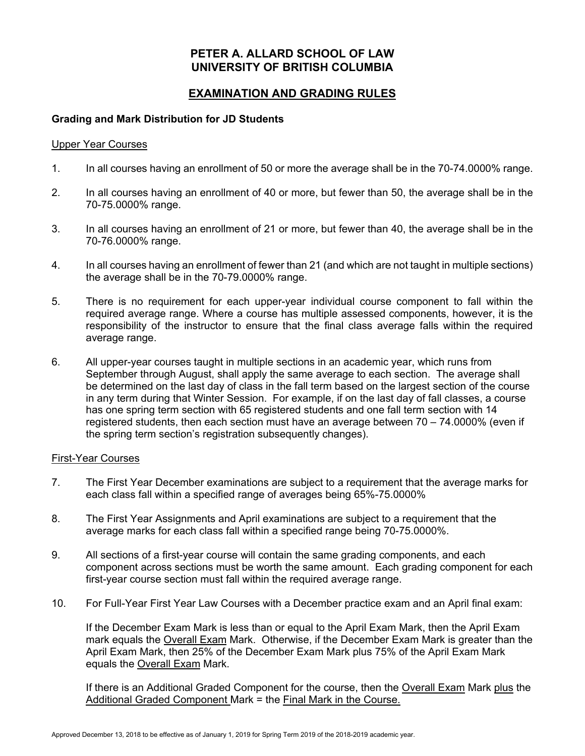# PETER A. ALLARD SCHOOL OF LAW
# UNIVERSITY OF BRITISH COLUMBIA

## EXAMINATION AND GRADING RULES

### Grading and Mark Distribution for JD Students

Upper Year Courses

1. In all courses having an enrollment of 50 or more the average shall be in the 70-74.0000% range.

2. In all courses having an enrollment of 40 or more, but fewer than 50, the average shall be in the 70-75.0000% range.

3. In all courses having an enrollment of 21 or more, but fewer than 40, the average shall be in the 70-76.0000% range.

4. In all courses having an enrollment of fewer than 21 (and which are not taught in multiple sections) the average shall be in the 70-79.0000% range.

5. There is no requirement for each upper-year individual course component to fall within the required average range. Where a course has multiple assessed components, however, it is the responsibility of the instructor to ensure that the final class average falls within the required average range.

6. All upper-year courses taught in multiple sections in an academic year, which runs from September through August, shall apply the same average to each section. The average shall be determined on the last day of class in the fall term based on the largest section of the course in any term during that Winter Session. For example, if on the last day of fall classes, a course has one spring term section with 65 registered students and one fall term section with 14 registered students, then each section must have an average between 70 – 74.0000% (even if the spring term section's registration subsequently changes).

First-Year Courses

7. The First Year December examinations are subject to a requirement that the average marks for each class fall within a specified range of averages being 65%-75.0000%

8. The First Year Assignments and April examinations are subject to a requirement that the average marks for each class fall within a specified range being 70-75.0000%.

9. All sections of a first-year course will contain the same grading components, and each component across sections must be worth the same amount. Each grading component for each first-year course section must fall within the required average range.

10. For Full-Year First Year Law Courses with a December practice exam and an April final exam:

    If the December Exam Mark is less than or equal to the April Exam Mark, then the April Exam mark equals the Overall Exam Mark. Otherwise, if the December Exam Mark is greater than the April Exam Mark, then 25% of the December Exam Mark plus 75% of the April Exam Mark equals the Overall Exam Mark.

    If there is an Additional Graded Component for the course, then the Overall Exam Mark plus the Additional Graded Component Mark = the Final Mark in the Course.

Approved December 13, 2018 to be effective as of January 1, 2019 for Spring Term 2019 of the 2018-2019 academic year.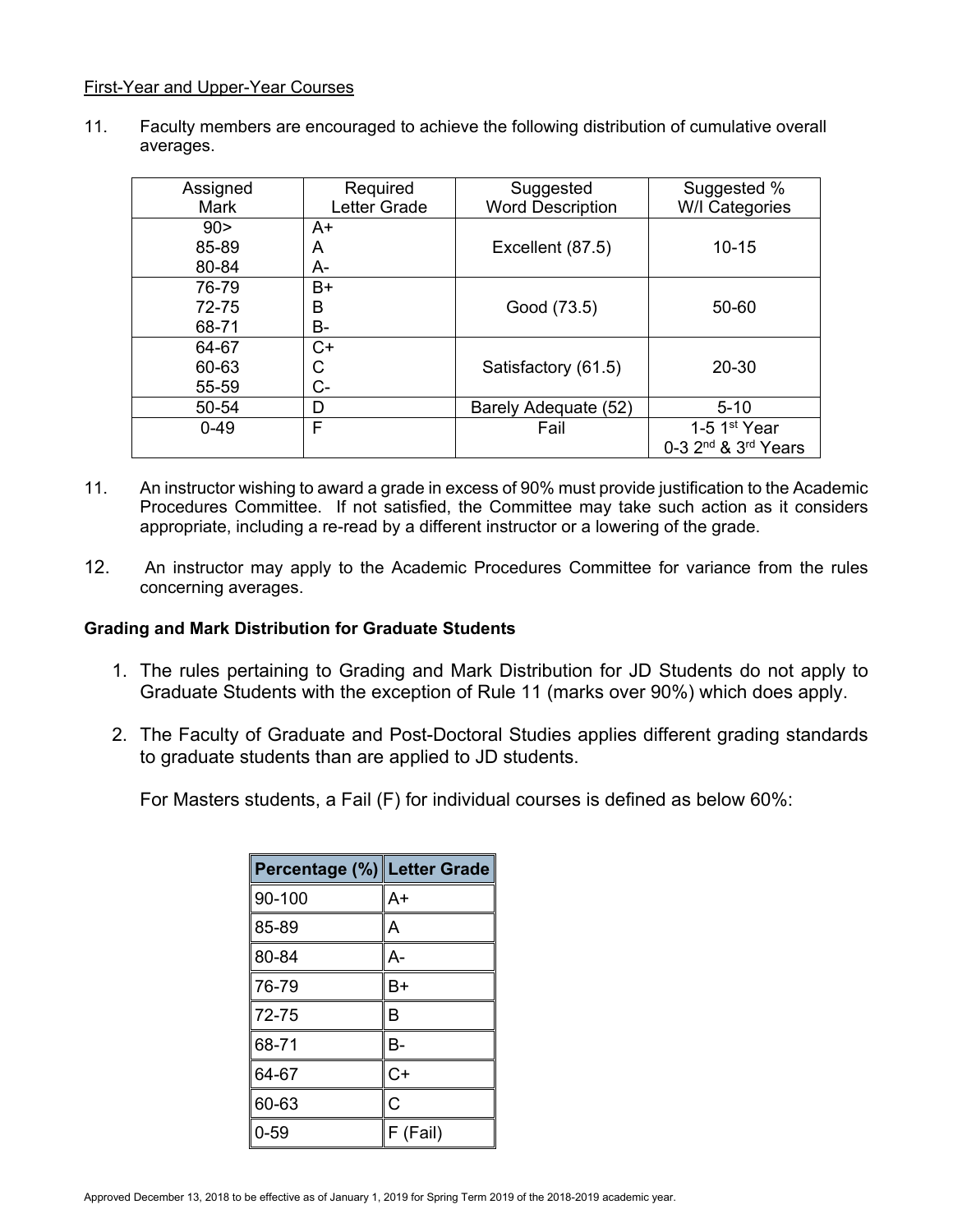First-Year and Upper-Year Courses

11. Faculty members are encouraged to achieve the following distribution of cumulative overall averages.

| Assigned Mark | Required Letter Grade | Suggested Word Description | Suggested % W/I Categories |
|---|---|---|---|
| 90> <br> 85-89 <br> 80-84 | A+ <br> A <br> A- | Excellent (87.5) | 10-15 |
| 76-79 <br> 72-75 <br> 68-71 | B+ <br> B <br> B- | Good (73.5) | 50-60 |
| 64-67 <br> 60-63 <br> 55-59 | C+ <br> C <br> C- | Satisfactory (61.5) | 20-30 |
| 50-54 | D | Barely Adequate (52) | 5-10 |
| 0-49 | F | Fail | 1-5 1st Year <br> 0-3 2nd & 3rd Years |

11. An instructor wishing to award a grade in excess of 90% must provide justification to the Academic Procedures Committee. If not satisfied, the Committee may take such action as it considers appropriate, including a re-read by a different instructor or a lowering of the grade.

12. An instructor may apply to the Academic Procedures Committee for variance from the rules concerning averages.

**Grading and Mark Distribution for Graduate Students**

1. The rules pertaining to Grading and Mark Distribution for JD Students do not apply to Graduate Students with the exception of Rule 11 (marks over 90%) which does apply.

2. The Faculty of Graduate and Post-Doctoral Studies applies different grading standards to graduate students than are applied to JD students.

   For Masters students, a Fail (F) for individual courses is defined as below 60%:

| Percentage (%) | Letter Grade |
|---|---|
| 90-100 | A+ |
| 85-89 | A |
| 80-84 | A- |
| 76-79 | B+ |
| 72-75 | B |
| 68-71 | B- |
| 64-67 | C+ |
| 60-63 | C |
| 0-59 | F (Fail) |

Approved December 13, 2018 to be effective as of January 1, 2019 for Spring Term 2019 of the 2018-2019 academic year.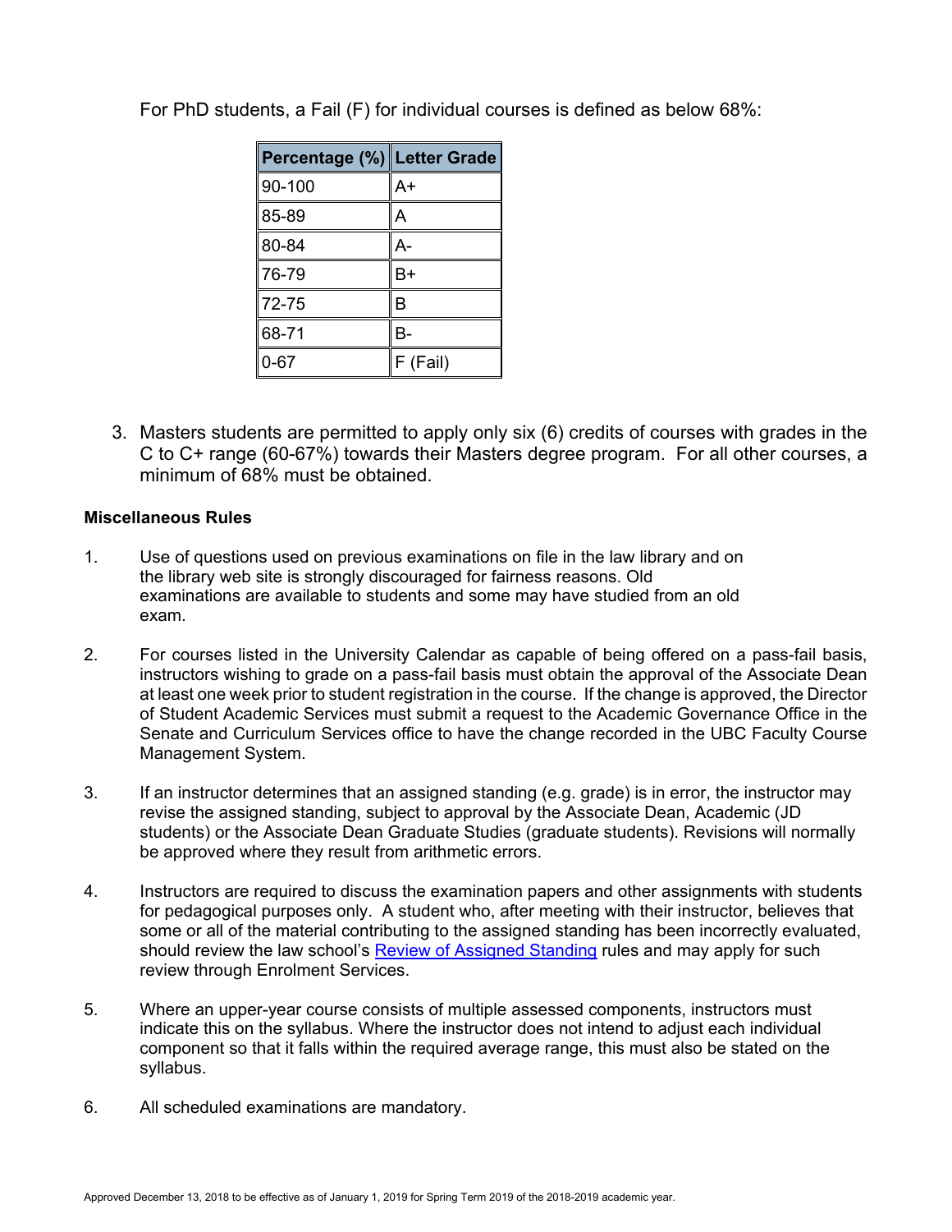For PhD students, a Fail (F) for individual courses is defined as below 68%:

| Percentage (%) | Letter Grade |
|---|---|
| 90-100 | A+ |
| 85-89 | A |
| 80-84 | A- |
| 76-79 | B+ |
| 72-75 | B |
| 68-71 | B- |
| 0-67 | F (Fail) |

3. Masters students are permitted to apply only six (6) credits of courses with grades in the C to C+ range (60-67%) towards their Masters degree program. For all other courses, a minimum of 68% must be obtained.

**Miscellaneous Rules**

1. Use of questions used on previous examinations on file in the law library and on the library web site is strongly discouraged for fairness reasons. Old examinations are available to students and some may have studied from an old exam.

2. For courses listed in the University Calendar as capable of being offered on a pass-fail basis, instructors wishing to grade on a pass-fail basis must obtain the approval of the Associate Dean at least one week prior to student registration in the course. If the change is approved, the Director of Student Academic Services must submit a request to the Academic Governance Office in the Senate and Curriculum Services office to have the change recorded in the UBC Faculty Course Management System.

3. If an instructor determines that an assigned standing (e.g. grade) is in error, the instructor may revise the assigned standing, subject to approval by the Associate Dean, Academic (JD students) or the Associate Dean Graduate Studies (graduate students). Revisions will normally be approved where they result from arithmetic errors.

4. Instructors are required to discuss the examination papers and other assignments with students for pedagogical purposes only. A student who, after meeting with their instructor, believes that some or all of the material contributing to the assigned standing has been incorrectly evaluated, should review the law school's Review of Assigned Standing rules and may apply for such review through Enrolment Services.

5. Where an upper-year course consists of multiple assessed components, instructors must indicate this on the syllabus. Where the instructor does not intend to adjust each individual component so that it falls within the required average range, this must also be stated on the syllabus.

6. All scheduled examinations are mandatory.

Approved December 13, 2018 to be effective as of January 1, 2019 for Spring Term 2019 of the 2018-2019 academic year.